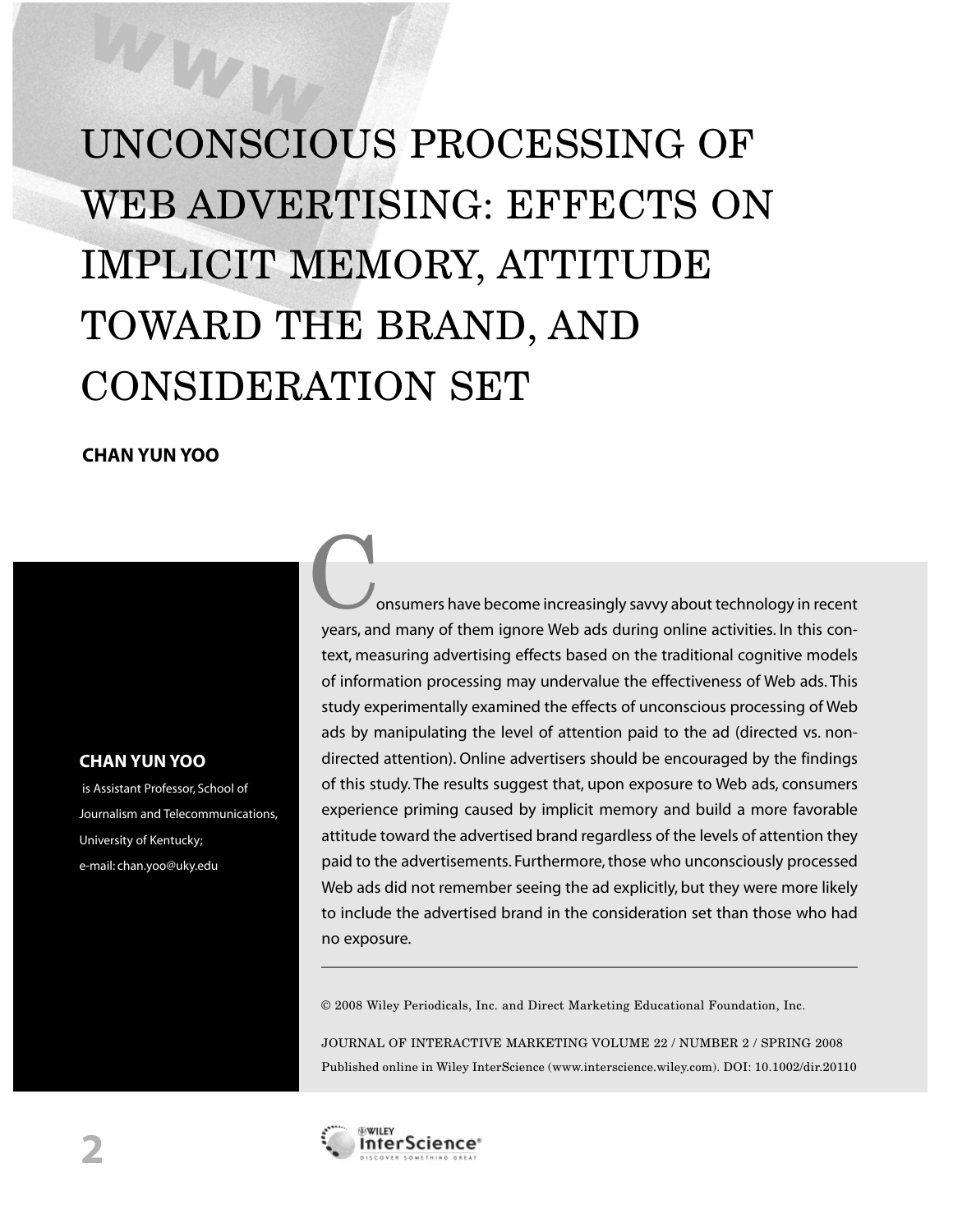# UNCONSCIOUS PROCESSING OF WEB ADVERTISING: EFFECTS ON IMPLICIT MEMORY, ATTITUDE TOWARD THE BRAND, AND CONSIDERATION SET

**CHAN YUN YOO**

**CHAN YUN YOO** is Assistant Professor, School of Journalism and Telecommunications, University of Kentucky; e-mail: chan.yoo@uky.edu

Consumers have become increasingly savvy about technology in recent years, and many of them ignore Web ads during online activities. In this context, measuring advertising effects based on the traditional cognitive models of information processing may undervalue the effectiveness of Web ads. This study experimentally examined the effects of unconscious processing of Web ads by manipulating the level of attention paid to the ad (directed vs. nondirected attention). Online advertisers should be encouraged by the findings of this study. The results suggest that, upon exposure to Web ads, consumers experience priming caused by implicit memory and build a more favorable attitude toward the advertised brand regardless of the levels of attention they paid to the advertisements. Furthermore, those who unconsciously processed Web ads did not remember seeing the ad explicitly, but they were more likely to include the advertised brand in the consideration set than those who had no exposure.

© 2008 Wiley Periodicals, Inc. and Direct Marketing Educational Foundation, Inc.

JOURNAL OF INTERACTIVE MARKETING VOLUME 22 / NUMBER 2 / SPRING 2008
Published online in Wiley InterScience (www.interscience.wiley.com). DOI: 10.1002/dir.20110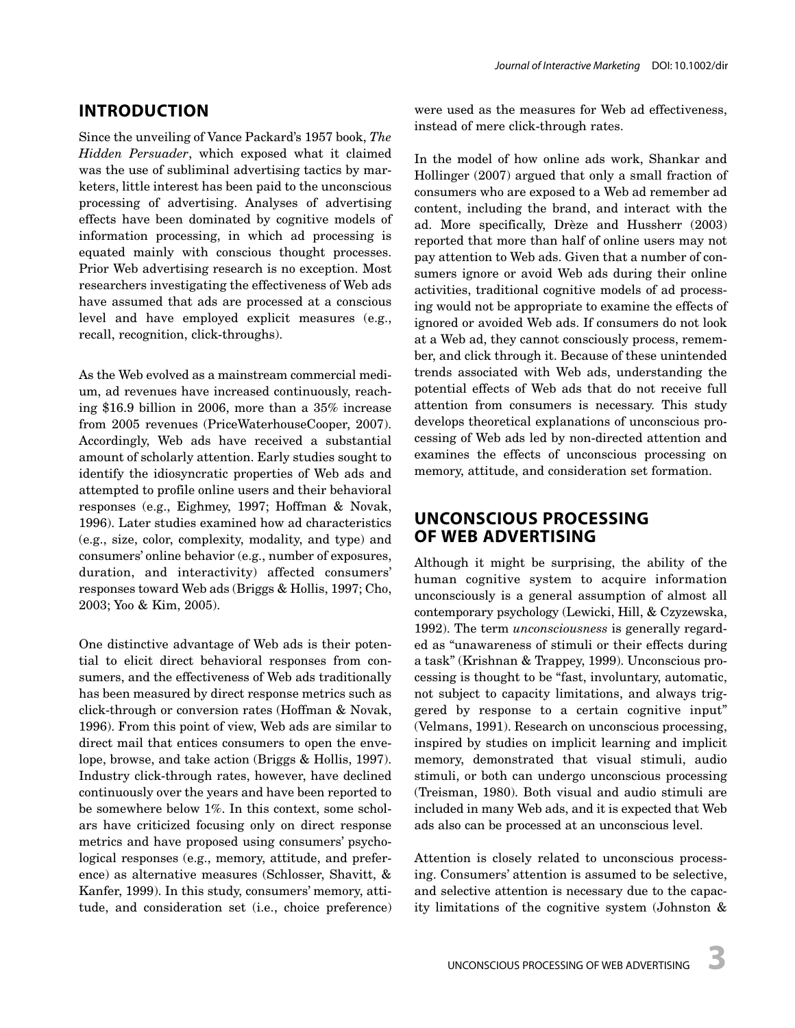## INTRODUCTION

Since the unveiling of Vance Packard's 1957 book, *The Hidden Persuader*, which exposed what it claimed was the use of subliminal advertising tactics by marketers, little interest has been paid to the unconscious processing of advertising. Analyses of advertising effects have been dominated by cognitive models of information processing, in which ad processing is equated mainly with conscious thought processes. Prior Web advertising research is no exception. Most researchers investigating the effectiveness of Web ads have assumed that ads are processed at a conscious level and have employed explicit measures (e.g., recall, recognition, click-throughs).

As the Web evolved as a mainstream commercial medium, ad revenues have increased continuously, reaching $16.9 billion in 2006, more than a 35% increase from 2005 revenues (PriceWaterhouseCooper, 2007). Accordingly, Web ads have received a substantial amount of scholarly attention. Early studies sought to identify the idiosyncratic properties of Web ads and attempted to profile online users and their behavioral responses (e.g., Eighmey, 1997; Hoffman & Novak, 1996). Later studies examined how ad characteristics (e.g., size, color, complexity, modality, and type) and consumers' online behavior (e.g., number of exposures, duration, and interactivity) affected consumers' responses toward Web ads (Briggs & Hollis, 1997; Cho, 2003; Yoo & Kim, 2005).

One distinctive advantage of Web ads is their potential to elicit direct behavioral responses from consumers, and the effectiveness of Web ads traditionally has been measured by direct response metrics such as click-through or conversion rates (Hoffman & Novak, 1996). From this point of view, Web ads are similar to direct mail that entices consumers to open the envelope, browse, and take action (Briggs & Hollis, 1997). Industry click-through rates, however, have declined continuously over the years and have been reported to be somewhere below 1%. In this context, some scholars have criticized focusing only on direct response metrics and have proposed using consumers' psychological responses (e.g., memory, attitude, and preference) as alternative measures (Schlosser, Shavitt, & Kanfer, 1999). In this study, consumers' memory, attitude, and consideration set (i.e., choice preference) were used as the measures for Web ad effectiveness, instead of mere click-through rates.

In the model of how online ads work, Shankar and Hollinger (2007) argued that only a small fraction of consumers who are exposed to a Web ad remember ad content, including the brand, and interact with the ad. More specifically, Drèze and Hussherr (2003) reported that more than half of online users may not pay attention to Web ads. Given that a number of consumers ignore or avoid Web ads during their online activities, traditional cognitive models of ad processing would not be appropriate to examine the effects of ignored or avoided Web ads. If consumers do not look at a Web ad, they cannot consciously process, remember, and click through it. Because of these unintended trends associated with Web ads, understanding the potential effects of Web ads that do not receive full attention from consumers is necessary. This study develops theoretical explanations of unconscious processing of Web ads led by non-directed attention and examines the effects of unconscious processing on memory, attitude, and consideration set formation.

## UNCONSCIOUS PROCESSING OF WEB ADVERTISING

Although it might be surprising, the ability of the human cognitive system to acquire information unconsciously is a general assumption of almost all contemporary psychology (Lewicki, Hill, & Czyzewska, 1992). The term *unconsciousness* is generally regarded as "unawareness of stimuli or their effects during a task" (Krishnan & Trappey, 1999). Unconscious processing is thought to be "fast, involuntary, automatic, not subject to capacity limitations, and always triggered by response to a certain cognitive input" (Velmans, 1991). Research on unconscious processing, inspired by studies on implicit learning and implicit memory, demonstrated that visual stimuli, audio stimuli, or both can undergo unconscious processing (Treisman, 1980). Both visual and audio stimuli are included in many Web ads, and it is expected that Web ads also can be processed at an unconscious level.

Attention is closely related to unconscious processing. Consumers' attention is assumed to be selective, and selective attention is necessary due to the capacity limitations of the cognitive system (Johnston &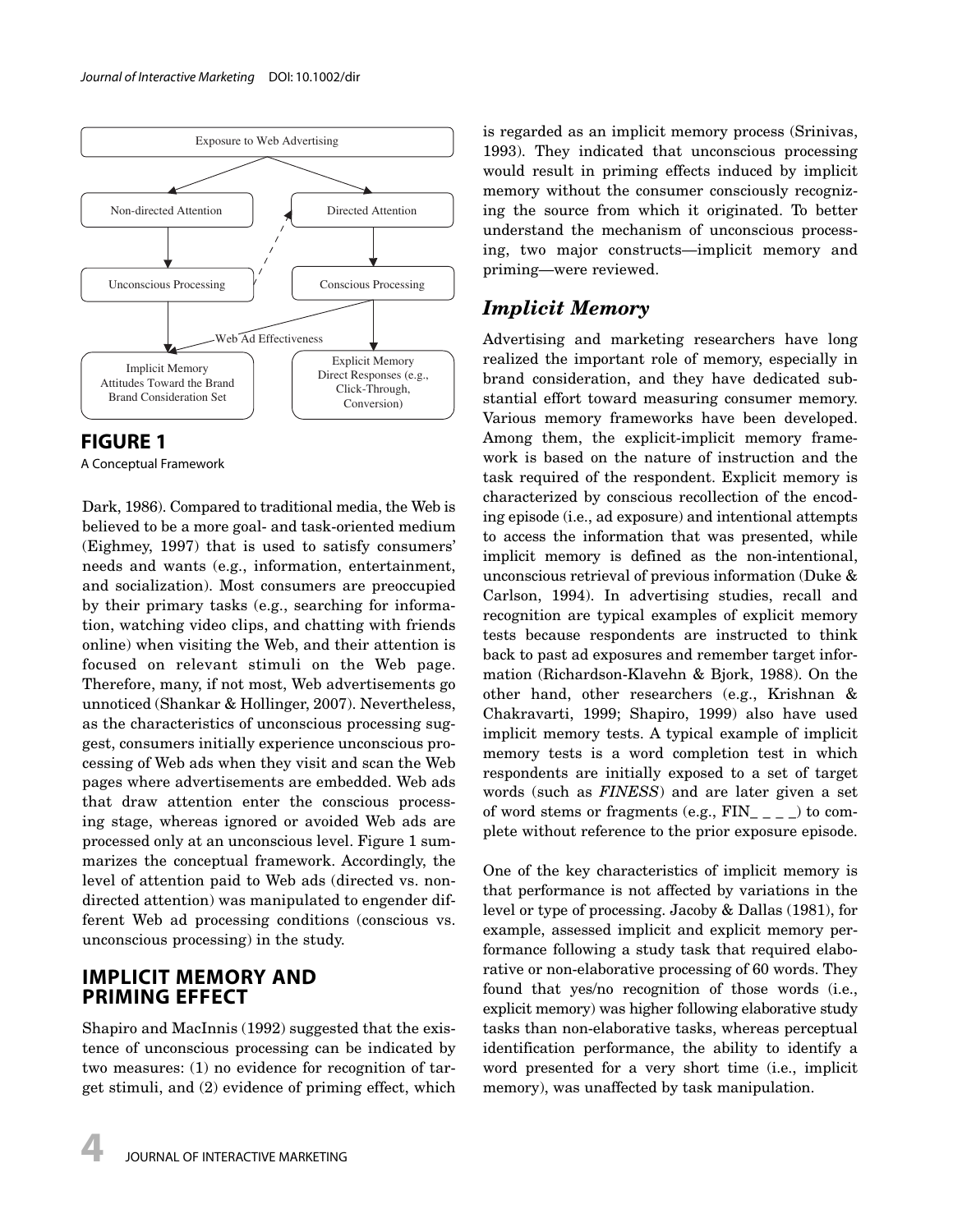Exposure to Web Advertising

Non-directed Attention — Directed Attention

Unconscious Processing — Conscious Processing

Web Ad Effectiveness

Implicit Memory
Attitudes Toward the Brand
Brand Consideration Set

Explicit Memory
Direct Responses (e.g., Click-Through, Conversion)

**FIGURE 1**
A Conceptual Framework

Dark, 1986). Compared to traditional media, the Web is believed to be a more goal- and task-oriented medium (Eighmey, 1997) that is used to satisfy consumers' needs and wants (e.g., information, entertainment, and socialization). Most consumers are preoccupied by their primary tasks (e.g., searching for information, watching video clips, and chatting with friends online) when visiting the Web, and their attention is focused on relevant stimuli on the Web page. Therefore, many, if not most, Web advertisements go unnoticed (Shankar & Hollinger, 2007). Nevertheless, as the characteristics of unconscious processing suggest, consumers initially experience unconscious processing of Web ads when they visit and scan the Web pages where advertisements are embedded. Web ads that draw attention enter the conscious processing stage, whereas ignored or avoided Web ads are processed only at an unconscious level. Figure 1 summarizes the conceptual framework. Accordingly, the level of attention paid to Web ads (directed vs. non-directed attention) was manipulated to engender different Web ad processing conditions (conscious vs. unconscious processing) in the study.

## IMPLICIT MEMORY AND PRIMING EFFECT

Shapiro and MacInnis (1992) suggested that the existence of unconscious processing can be indicated by two measures: (1) no evidence for recognition of target stimuli, and (2) evidence of priming effect, which is regarded as an implicit memory process (Srinivas, 1993). They indicated that unconscious processing would result in priming effects induced by implicit memory without the consumer consciously recognizing the source from which it originated. To better understand the mechanism of unconscious processing, two major constructs—implicit memory and priming—were reviewed.

### *Implicit Memory*

Advertising and marketing researchers have long realized the important role of memory, especially in brand consideration, and they have dedicated substantial effort toward measuring consumer memory. Various memory frameworks have been developed. Among them, the explicit-implicit memory framework is based on the nature of instruction and the task required of the respondent. Explicit memory is characterized by conscious recollection of the encoding episode (i.e., ad exposure) and intentional attempts to access the information that was presented, while implicit memory is defined as the non-intentional, unconscious retrieval of previous information (Duke & Carlson, 1994). In advertising studies, recall and recognition are typical examples of explicit memory tests because respondents are instructed to think back to past ad exposures and remember target information (Richardson-Klavehn & Bjork, 1988). On the other hand, other researchers (e.g., Krishnan & Chakravarti, 1999; Shapiro, 1999) also have used implicit memory tests. A typical example of implicit memory tests is a word completion test in which respondents are initially exposed to a set of target words (such as *FINESS*) and are later given a set of word stems or fragments (e.g., FIN_ _ _ _) to complete without reference to the prior exposure episode.

One of the key characteristics of implicit memory is that performance is not affected by variations in the level or type of processing. Jacoby & Dallas (1981), for example, assessed implicit and explicit memory performance following a study task that required elaborative or non-elaborative processing of 60 words. They found that yes/no recognition of those words (i.e., explicit memory) was higher following elaborative study tasks than non-elaborative tasks, whereas perceptual identification performance, the ability to identify a word presented for a very short time (i.e., implicit memory), was unaffected by task manipulation.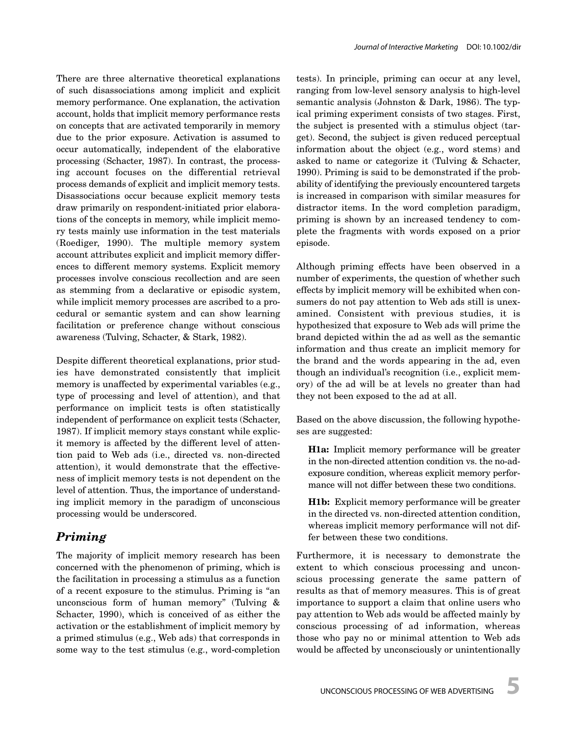There are three alternative theoretical explanations of such disassociations among implicit and explicit memory performance. One explanation, the activation account, holds that implicit memory performance rests on concepts that are activated temporarily in memory due to the prior exposure. Activation is assumed to occur automatically, independent of the elaborative processing (Schacter, 1987). In contrast, the processing account focuses on the differential retrieval process demands of explicit and implicit memory tests. Disassociations occur because explicit memory tests draw primarily on respondent-initiated prior elaborations of the concepts in memory, while implicit memory tests mainly use information in the test materials (Roediger, 1990). The multiple memory system account attributes explicit and implicit memory differences to different memory systems. Explicit memory processes involve conscious recollection and are seen as stemming from a declarative or episodic system, while implicit memory processes are ascribed to a procedural or semantic system and can show learning facilitation or preference change without conscious awareness (Tulving, Schacter, & Stark, 1982).

Despite different theoretical explanations, prior studies have demonstrated consistently that implicit memory is unaffected by experimental variables (e.g., type of processing and level of attention), and that performance on implicit tests is often statistically independent of performance on explicit tests (Schacter, 1987). If implicit memory stays constant while explicit memory is affected by the different level of attention paid to Web ads (i.e., directed vs. non-directed attention), it would demonstrate that the effectiveness of implicit memory tests is not dependent on the level of attention. Thus, the importance of understanding implicit memory in the paradigm of unconscious processing would be underscored.

## *Priming*

The majority of implicit memory research has been concerned with the phenomenon of priming, which is the facilitation in processing a stimulus as a function of a recent exposure to the stimulus. Priming is "an unconscious form of human memory" (Tulving & Schacter, 1990), which is conceived of as either the activation or the establishment of implicit memory by a primed stimulus (e.g., Web ads) that corresponds in some way to the test stimulus (e.g., word-completion tests). In principle, priming can occur at any level, ranging from low-level sensory analysis to high-level semantic analysis (Johnston & Dark, 1986). The typical priming experiment consists of two stages. First, the subject is presented with a stimulus object (target). Second, the subject is given reduced perceptual information about the object (e.g., word stems) and asked to name or categorize it (Tulving & Schacter, 1990). Priming is said to be demonstrated if the probability of identifying the previously encountered targets is increased in comparison with similar measures for distractor items. In the word completion paradigm, priming is shown by an increased tendency to complete the fragments with words exposed on a prior episode.

Although priming effects have been observed in a number of experiments, the question of whether such effects by implicit memory will be exhibited when consumers do not pay attention to Web ads still is unexamined. Consistent with previous studies, it is hypothesized that exposure to Web ads will prime the brand depicted within the ad as well as the semantic information and thus create an implicit memory for the brand and the words appearing in the ad, even though an individual's recognition (i.e., explicit memory) of the ad will be at levels no greater than had they not been exposed to the ad at all.

Based on the above discussion, the following hypotheses are suggested:

**H1a:** Implicit memory performance will be greater in the non-directed attention condition vs. the no-ad-exposure condition, whereas explicit memory performance will not differ between these two conditions.

**H1b:** Explicit memory performance will be greater in the directed vs. non-directed attention condition, whereas implicit memory performance will not differ between these two conditions.

Furthermore, it is necessary to demonstrate the extent to which conscious processing and unconscious processing generate the same pattern of results as that of memory measures. This is of great importance to support a claim that online users who pay attention to Web ads would be affected mainly by conscious processing of ad information, whereas those who pay no or minimal attention to Web ads would be affected by unconsciously or unintentionally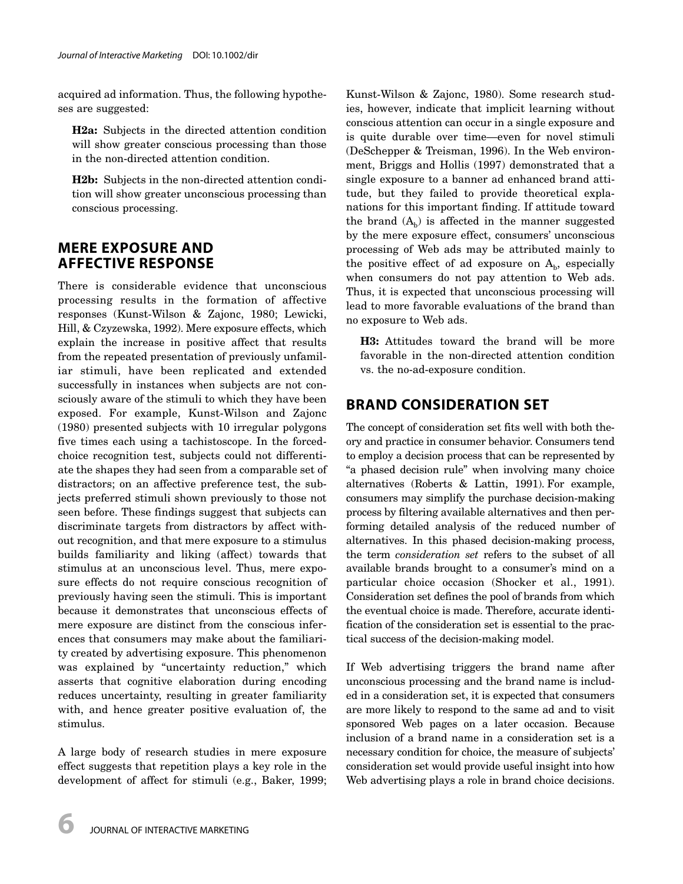acquired ad information. Thus, the following hypotheses are suggested:

**H2a:** Subjects in the directed attention condition will show greater conscious processing than those in the non-directed attention condition.

**H2b:** Subjects in the non-directed attention condition will show greater unconscious processing than conscious processing.

## MERE EXPOSURE AND AFFECTIVE RESPONSE

There is considerable evidence that unconscious processing results in the formation of affective responses (Kunst-Wilson & Zajonc, 1980; Lewicki, Hill, & Czyzewska, 1992). Mere exposure effects, which explain the increase in positive affect that results from the repeated presentation of previously unfamiliar stimuli, have been replicated and extended successfully in instances when subjects are not consciously aware of the stimuli to which they have been exposed. For example, Kunst-Wilson and Zajonc (1980) presented subjects with 10 irregular polygons five times each using a tachistoscope. In the forced-choice recognition test, subjects could not differentiate the shapes they had seen from a comparable set of distractors; on an affective preference test, the subjects preferred stimuli shown previously to those not seen before. These findings suggest that subjects can discriminate targets from distractors by affect without recognition, and that mere exposure to a stimulus builds familiarity and liking (affect) towards that stimulus at an unconscious level. Thus, mere exposure effects do not require conscious recognition of previously having seen the stimuli. This is important because it demonstrates that unconscious effects of mere exposure are distinct from the conscious inferences that consumers may make about the familiarity created by advertising exposure. This phenomenon was explained by "uncertainty reduction," which asserts that cognitive elaboration during encoding reduces uncertainty, resulting in greater familiarity with, and hence greater positive evaluation of, the stimulus.

A large body of research studies in mere exposure effect suggests that repetition plays a key role in the development of affect for stimuli (e.g., Baker, 1999; Kunst-Wilson & Zajonc, 1980). Some research studies, however, indicate that implicit learning without conscious attention can occur in a single exposure and is quite durable over time—even for novel stimuli (DeSchepper & Treisman, 1996). In the Web environment, Briggs and Hollis (1997) demonstrated that a single exposure to a banner ad enhanced brand attitude, but they failed to provide theoretical explanations for this important finding. If attitude toward the brand ($A_b$) is affected in the manner suggested by the mere exposure effect, consumers' unconscious processing of Web ads may be attributed mainly to the positive effect of ad exposure on $A_b$, especially when consumers do not pay attention to Web ads. Thus, it is expected that unconscious processing will lead to more favorable evaluations of the brand than no exposure to Web ads.

**H3:** Attitudes toward the brand will be more favorable in the non-directed attention condition vs. the no-ad-exposure condition.

## BRAND CONSIDERATION SET

The concept of consideration set fits well with both theory and practice in consumer behavior. Consumers tend to employ a decision process that can be represented by "a phased decision rule" when involving many choice alternatives (Roberts & Lattin, 1991). For example, consumers may simplify the purchase decision-making process by filtering available alternatives and then performing detailed analysis of the reduced number of alternatives. In this phased decision-making process, the term *consideration set* refers to the subset of all available brands brought to a consumer's mind on a particular choice occasion (Shocker et al., 1991). Consideration set defines the pool of brands from which the eventual choice is made. Therefore, accurate identification of the consideration set is essential to the practical success of the decision-making model.

If Web advertising triggers the brand name after unconscious processing and the brand name is included in a consideration set, it is expected that consumers are more likely to respond to the same ad and to visit sponsored Web pages on a later occasion. Because inclusion of a brand name in a consideration set is a necessary condition for choice, the measure of subjects' consideration set would provide useful insight into how Web advertising plays a role in brand choice decisions.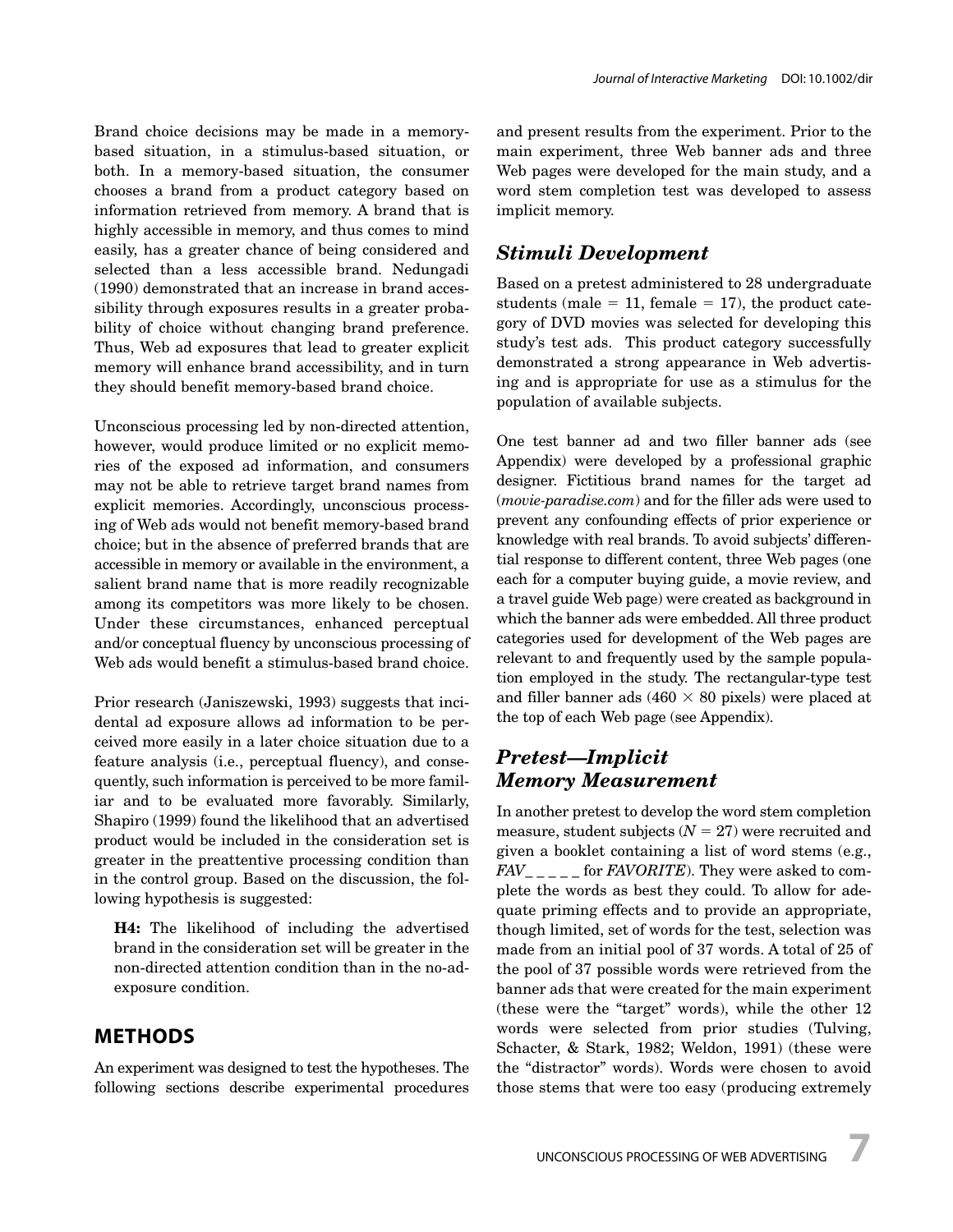Brand choice decisions may be made in a memory-based situation, in a stimulus-based situation, or both. In a memory-based situation, the consumer chooses a brand from a product category based on information retrieved from memory. A brand that is highly accessible in memory, and thus comes to mind easily, has a greater chance of being considered and selected than a less accessible brand. Nedungadi (1990) demonstrated that an increase in brand accessibility through exposures results in a greater probability of choice without changing brand preference. Thus, Web ad exposures that lead to greater explicit memory will enhance brand accessibility, and in turn they should benefit memory-based brand choice.

Unconscious processing led by non-directed attention, however, would produce limited or no explicit memories of the exposed ad information, and consumers may not be able to retrieve target brand names from explicit memories. Accordingly, unconscious processing of Web ads would not benefit memory-based brand choice; but in the absence of preferred brands that are accessible in memory or available in the environment, a salient brand name that is more readily recognizable among its competitors was more likely to be chosen. Under these circumstances, enhanced perceptual and/or conceptual fluency by unconscious processing of Web ads would benefit a stimulus-based brand choice.

Prior research (Janiszewski, 1993) suggests that incidental ad exposure allows ad information to be perceived more easily in a later choice situation due to a feature analysis (i.e., perceptual fluency), and consequently, such information is perceived to be more familiar and to be evaluated more favorably. Similarly, Shapiro (1999) found the likelihood that an advertised product would be included in the consideration set is greater in the preattentive processing condition than in the control group. Based on the discussion, the following hypothesis is suggested:

> **H4:** The likelihood of including the advertised brand in the consideration set will be greater in the non-directed attention condition than in the no-ad-exposure condition.

## METHODS

An experiment was designed to test the hypotheses. The following sections describe experimental procedures and present results from the experiment. Prior to the main experiment, three Web banner ads and three Web pages were developed for the main study, and a word stem completion test was developed to assess implicit memory.

### *Stimuli Development*

Based on a pretest administered to 28 undergraduate students (male = 11, female = 17), the product category of DVD movies was selected for developing this study's test ads. This product category successfully demonstrated a strong appearance in Web advertising and is appropriate for use as a stimulus for the population of available subjects.

One test banner ad and two filler banner ads (see Appendix) were developed by a professional graphic designer. Fictitious brand names for the target ad (*movie-paradise.com*) and for the filler ads were used to prevent any confounding effects of prior experience or knowledge with real brands. To avoid subjects' differential response to different content, three Web pages (one each for a computer buying guide, a movie review, and a travel guide Web page) were created as background in which the banner ads were embedded. All three product categories used for development of the Web pages are relevant to and frequently used by the sample population employed in the study. The rectangular-type test and filler banner ads ($460 \times 80$ pixels) were placed at the top of each Web page (see Appendix).

### *Pretest—Implicit Memory Measurement*

In another pretest to develop the word stem completion measure, student subjects ($N = 27$) were recruited and given a booklet containing a list of word stems (e.g., *FAV_ _ _ _ _* for *FAVORITE*). They were asked to complete the words as best they could. To allow for adequate priming effects and to provide an appropriate, though limited, set of words for the test, selection was made from an initial pool of 37 words. A total of 25 of the pool of 37 possible words were retrieved from the banner ads that were created for the main experiment (these were the "target" words), while the other 12 words were selected from prior studies (Tulving, Schacter, & Stark, 1982; Weldon, 1991) (these were the "distractor" words). Words were chosen to avoid those stems that were too easy (producing extremely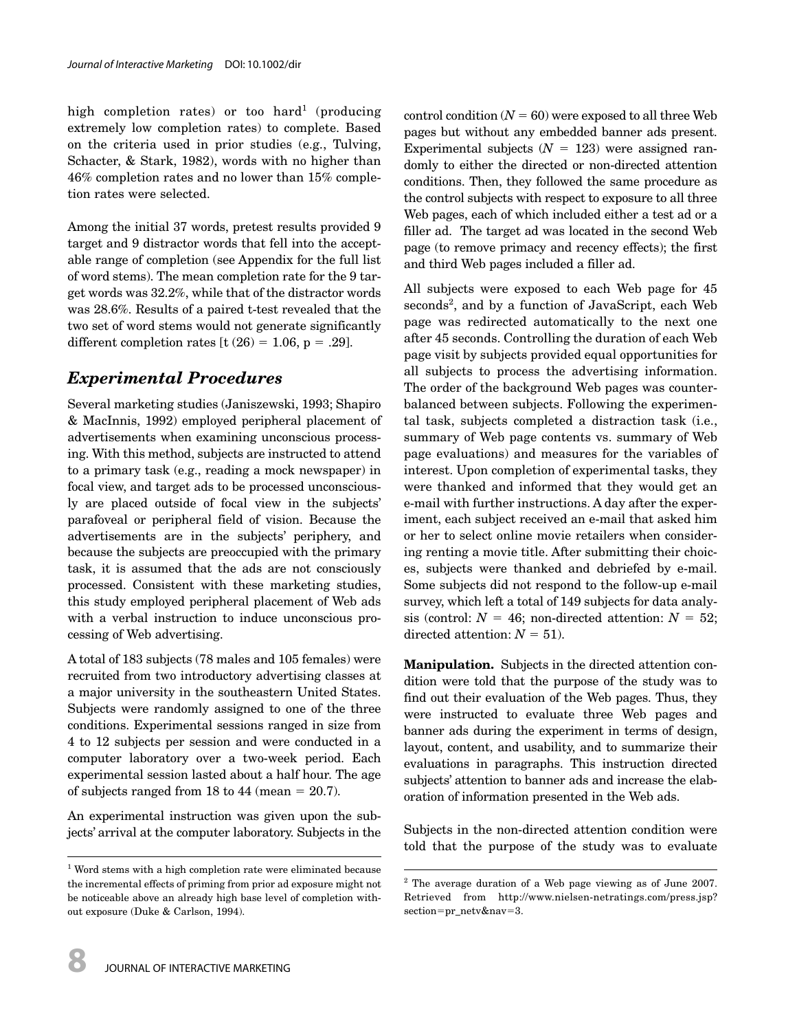high completion rates) or too hard[1] (producing extremely low completion rates) to complete. Based on the criteria used in prior studies (e.g., Tulving, Schacter, & Stark, 1982), words with no higher than 46% completion rates and no lower than 15% completion rates were selected.

Among the initial 37 words, pretest results provided 9 target and 9 distractor words that fell into the acceptable range of completion (see Appendix for the full list of word stems). The mean completion rate for the 9 target words was 32.2%, while that of the distractor words was 28.6%. Results of a paired t-test revealed that the two set of word stems would not generate significantly different completion rates [$t$ (26) = 1.06, $p$ = .29].

## *Experimental Procedures*

Several marketing studies (Janiszewski, 1993; Shapiro & MacInnis, 1992) employed peripheral placement of advertisements when examining unconscious processing. With this method, subjects are instructed to attend to a primary task (e.g., reading a mock newspaper) in focal view, and target ads to be processed unconsciously are placed outside of focal view in the subjects' parafoveal or peripheral field of vision. Because the advertisements are in the subjects' periphery, and because the subjects are preoccupied with the primary task, it is assumed that the ads are not consciously processed. Consistent with these marketing studies, this study employed peripheral placement of Web ads with a verbal instruction to induce unconscious processing of Web advertising.

A total of 183 subjects (78 males and 105 females) were recruited from two introductory advertising classes at a major university in the southeastern United States. Subjects were randomly assigned to one of the three conditions. Experimental sessions ranged in size from 4 to 12 subjects per session and were conducted in a computer laboratory over a two-week period. Each experimental session lasted about a half hour. The age of subjects ranged from 18 to 44 (mean = 20.7).

An experimental instruction was given upon the subjects' arrival at the computer laboratory. Subjects in the control condition ($N$ = 60) were exposed to all three Web pages but without any embedded banner ads present. Experimental subjects ($N$ = 123) were assigned randomly to either the directed or non-directed attention conditions. Then, they followed the same procedure as the control subjects with respect to exposure to all three Web pages, each of which included either a test ad or a filler ad. The target ad was located in the second Web page (to remove primacy and recency effects); the first and third Web pages included a filler ad.

All subjects were exposed to each Web page for 45 seconds[2], and by a function of JavaScript, each Web page was redirected automatically to the next one after 45 seconds. Controlling the duration of each Web page visit by subjects provided equal opportunities for all subjects to process the advertising information. The order of the background Web pages was counterbalanced between subjects. Following the experimental task, subjects completed a distraction task (i.e., summary of Web page contents vs. summary of Web page evaluations) and measures for the variables of interest. Upon completion of experimental tasks, they were thanked and informed that they would get an e-mail with further instructions. A day after the experiment, each subject received an e-mail that asked him or her to select online movie retailers when considering renting a movie title. After submitting their choices, subjects were thanked and debriefed by e-mail. Some subjects did not respond to the follow-up e-mail survey, which left a total of 149 subjects for data analysis (control: $N$ = 46; non-directed attention: $N$ = 52; directed attention: $N$ = 51).

**Manipulation.** Subjects in the directed attention condition were told that the purpose of the study was to find out their evaluation of the Web pages. Thus, they were instructed to evaluate three Web pages and banner ads during the experiment in terms of design, layout, content, and usability, and to summarize their evaluations in paragraphs. This instruction directed subjects' attention to banner ads and increase the elaboration of information presented in the Web ads.

Subjects in the non-directed attention condition were told that the purpose of the study was to evaluate

[1] Word stems with a high completion rate were eliminated because the incremental effects of priming from prior ad exposure might not be noticeable above an already high base level of completion without exposure (Duke & Carlson, 1994).

[2] The average duration of a Web page viewing as of June 2007. Retrieved from http://www.nielsen-netratings.com/press.jsp?section=pr_netv&nav=3.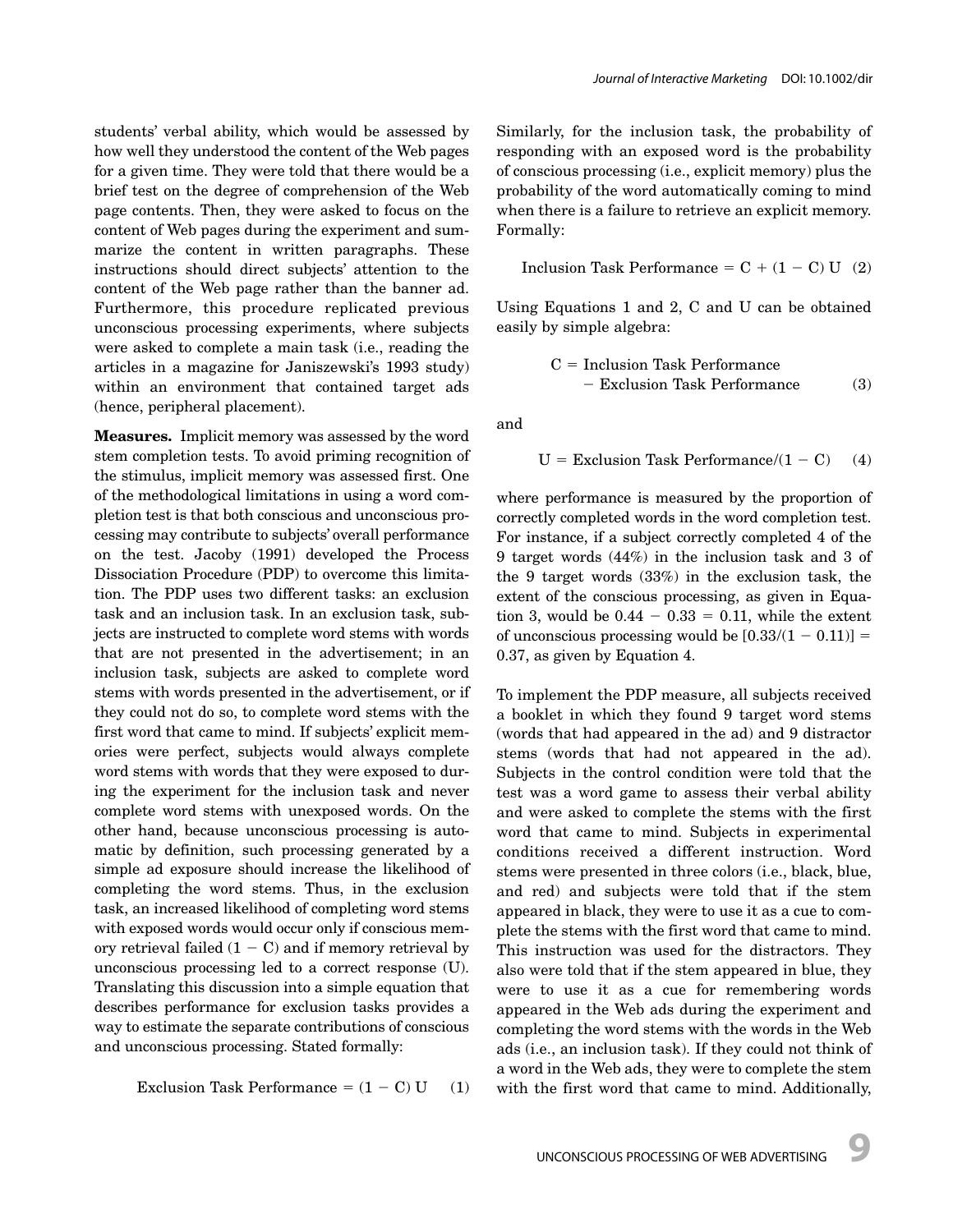students' verbal ability, which would be assessed by how well they understood the content of the Web pages for a given time. They were told that there would be a brief test on the degree of comprehension of the Web page contents. Then, they were asked to focus on the content of Web pages during the experiment and summarize the content in written paragraphs. These instructions should direct subjects' attention to the content of the Web page rather than the banner ad. Furthermore, this procedure replicated previous unconscious processing experiments, where subjects were asked to complete a main task (i.e., reading the articles in a magazine for Janiszewski's 1993 study) within an environment that contained target ads (hence, peripheral placement).

**Measures.** Implicit memory was assessed by the word stem completion tests. To avoid priming recognition of the stimulus, implicit memory was assessed first. One of the methodological limitations in using a word completion test is that both conscious and unconscious processing may contribute to subjects' overall performance on the test. Jacoby (1991) developed the Process Dissociation Procedure (PDP) to overcome this limitation. The PDP uses two different tasks: an exclusion task and an inclusion task. In an exclusion task, subjects are instructed to complete word stems with words that are not presented in the advertisement; in an inclusion task, subjects are asked to complete word stems with words presented in the advertisement, or if they could not do so, to complete word stems with the first word that came to mind. If subjects' explicit memories were perfect, subjects would always complete word stems with words that they were exposed to during the experiment for the inclusion task and never complete word stems with unexposed words. On the other hand, because unconscious processing is automatic by definition, such processing generated by a simple ad exposure should increase the likelihood of completing the word stems. Thus, in the exclusion task, an increased likelihood of completing word stems with exposed words would occur only if conscious memory retrieval failed $(1 - C)$ and if memory retrieval by unconscious processing led to a correct response (U). Translating this discussion into a simple equation that describes performance for exclusion tasks provides a way to estimate the separate contributions of conscious and unconscious processing. Stated formally:

$$\text{Exclusion Task Performance} = (1 - C)\,U \quad (1)$$

Similarly, for the inclusion task, the probability of responding with an exposed word is the probability of conscious processing (i.e., explicit memory) plus the probability of the word automatically coming to mind when there is a failure to retrieve an explicit memory. Formally:

$$\text{Inclusion Task Performance} = C + (1 - C)\,U \quad (2)$$

Using Equations 1 and 2, C and U can be obtained easily by simple algebra:

$$C = \text{Inclusion Task Performance} - \text{Exclusion Task Performance} \quad (3)$$

and

$$U = \text{Exclusion Task Performance}/(1 - C) \quad (4)$$

where performance is measured by the proportion of correctly completed words in the word completion test. For instance, if a subject correctly completed 4 of the 9 target words (44%) in the inclusion task and 3 of the 9 target words (33%) in the exclusion task, the extent of the conscious processing, as given in Equation 3, would be $0.44 - 0.33 = 0.11$, while the extent of unconscious processing would be $[0.33/(1 - 0.11)] = 0.37$, as given by Equation 4.

To implement the PDP measure, all subjects received a booklet in which they found 9 target word stems (words that had appeared in the ad) and 9 distractor stems (words that had not appeared in the ad). Subjects in the control condition were told that the test was a word game to assess their verbal ability and were asked to complete the stems with the first word that came to mind. Subjects in experimental conditions received a different instruction. Word stems were presented in three colors (i.e., black, blue, and red) and subjects were told that if the stem appeared in black, they were to use it as a cue to complete the stems with the first word that came to mind. This instruction was used for the distractors. They also were told that if the stem appeared in blue, they were to use it as a cue for remembering words appeared in the Web ads during the experiment and completing the word stems with the words in the Web ads (i.e., an inclusion task). If they could not think of a word in the Web ads, they were to complete the stem with the first word that came to mind. Additionally,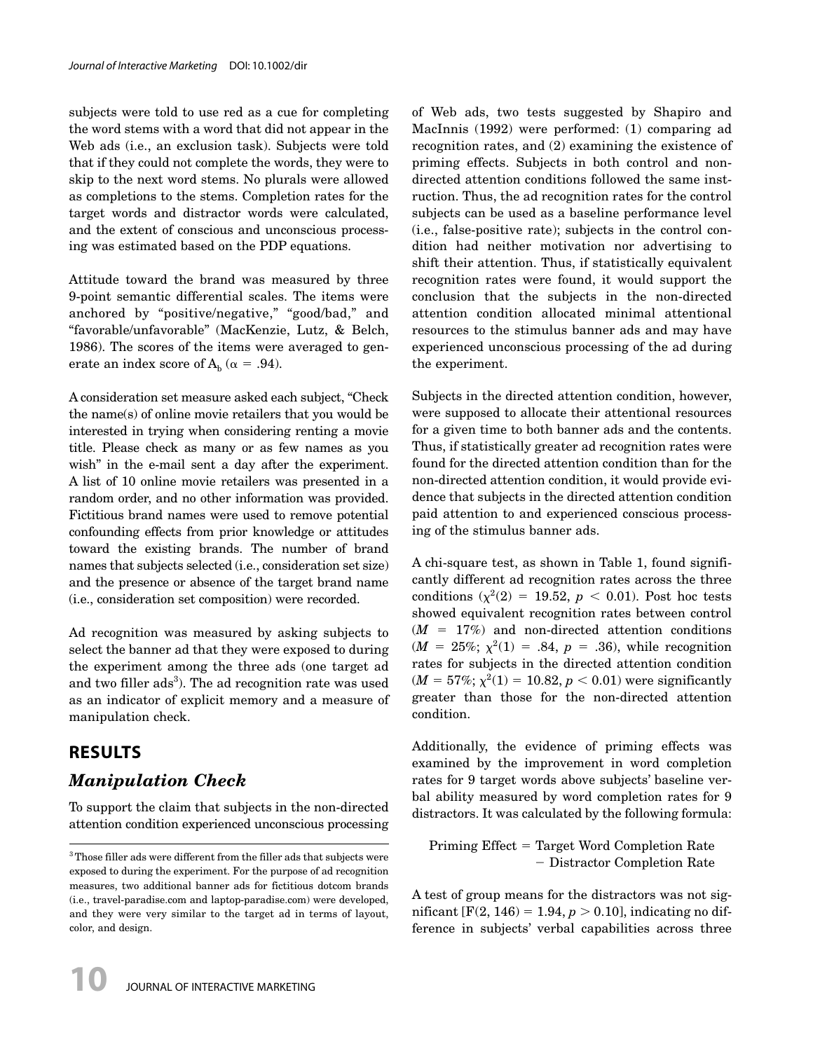subjects were told to use red as a cue for completing the word stems with a word that did not appear in the Web ads (i.e., an exclusion task). Subjects were told that if they could not complete the words, they were to skip to the next word stems. No plurals were allowed as completions to the stems. Completion rates for the target words and distractor words were calculated, and the extent of conscious and unconscious processing was estimated based on the PDP equations.

Attitude toward the brand was measured by three 9-point semantic differential scales. The items were anchored by "positive/negative," "good/bad," and "favorable/unfavorable" (MacKenzie, Lutz, & Belch, 1986). The scores of the items were averaged to generate an index score of $A_b$ ($\alpha = .94$).

A consideration set measure asked each subject, "Check the name(s) of online movie retailers that you would be interested in trying when considering renting a movie title. Please check as many or as few names as you wish" in the e-mail sent a day after the experiment. A list of 10 online movie retailers was presented in a random order, and no other information was provided. Fictitious brand names were used to remove potential confounding effects from prior knowledge or attitudes toward the existing brands. The number of brand names that subjects selected (i.e., consideration set size) and the presence or absence of the target brand name (i.e., consideration set composition) were recorded.

Ad recognition was measured by asking subjects to select the banner ad that they were exposed to during the experiment among the three ads (one target ad and two filler ads[3]). The ad recognition rate was used as an indicator of explicit memory and a measure of manipulation check.

## RESULTS

### *Manipulation Check*

To support the claim that subjects in the non-directed attention condition experienced unconscious processing of Web ads, two tests suggested by Shapiro and MacInnis (1992) were performed: (1) comparing ad recognition rates, and (2) examining the existence of priming effects. Subjects in both control and non-directed attention conditions followed the same instruction. Thus, the ad recognition rates for the control subjects can be used as a baseline performance level (i.e., false-positive rate); subjects in the control condition had neither motivation nor advertising to shift their attention. Thus, if statistically equivalent recognition rates were found, it would support the conclusion that the subjects in the non-directed attention condition allocated minimal attentional resources to the stimulus banner ads and may have experienced unconscious processing of the ad during the experiment.

Subjects in the directed attention condition, however, were supposed to allocate their attentional resources for a given time to both banner ads and the contents. Thus, if statistically greater ad recognition rates were found for the directed attention condition than for the non-directed attention condition, it would provide evidence that subjects in the directed attention condition paid attention to and experienced conscious processing of the stimulus banner ads.

A chi-square test, as shown in Table 1, found significantly different ad recognition rates across the three conditions ($\chi^2(2) = 19.52$, $p < 0.01$). Post hoc tests showed equivalent recognition rates between control ($M = 17\%$) and non-directed attention conditions ($M = 25\%$; $\chi^2(1) = .84$, $p = .36$), while recognition rates for subjects in the directed attention condition ($M = 57\%$; $\chi^2(1) = 10.82$, $p < 0.01$) were significantly greater than those for the non-directed attention condition.

Additionally, the evidence of priming effects was examined by the improvement in word completion rates for 9 target words above subjects' baseline verbal ability measured by word completion rates for 9 distractors. It was calculated by the following formula:

$$\text{Priming Effect} = \text{Target Word Completion Rate} - \text{Distractor Completion Rate}$$

A test of group means for the distractors was not significant [$F(2, 146) = 1.94$, $p > 0.10$], indicating no difference in subjects' verbal capabilities across three

[3] Those filler ads were different from the filler ads that subjects were exposed to during the experiment. For the purpose of ad recognition measures, two additional banner ads for fictitious dotcom brands (i.e., travel-paradise.com and laptop-paradise.com) were developed, and they were very similar to the target ad in terms of layout, color, and design.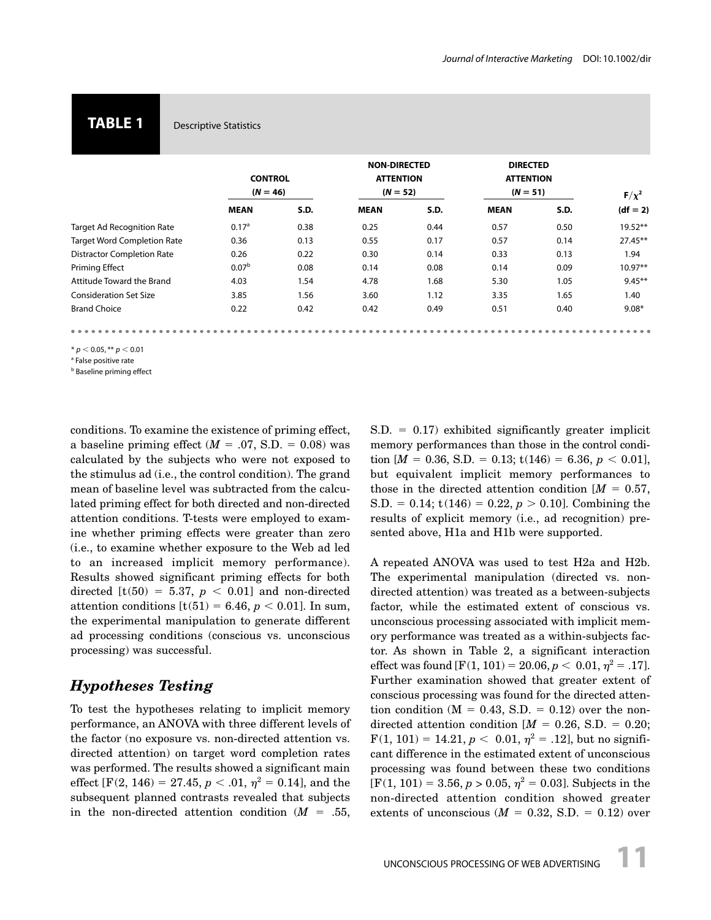**TABLE 1** Descriptive Statistics

| | CONTROL ($N = 46$) | | NON-DIRECTED ATTENTION ($N = 52$) | | DIRECTED ATTENTION ($N = 51$) | | $F/\chi^2$ |
|---|---|---|---|---|---|---|---|
| | MEAN | S.D. | MEAN | S.D. | MEAN | S.D. | (df = 2) |
| Target Ad Recognition Rate | 0.17[a] | 0.38 | 0.25 | 0.44 | 0.57 | 0.50 | 19.52** |
| Target Word Completion Rate | 0.36 | 0.13 | 0.55 | 0.17 | 0.57 | 0.14 | 27.45** |
| Distractor Completion Rate | 0.26 | 0.22 | 0.30 | 0.14 | 0.33 | 0.13 | 1.94 |
| Priming Effect | 0.07[b] | 0.08 | 0.14 | 0.08 | 0.14 | 0.09 | 10.97** |
| Attitude Toward the Brand | 4.03 | 1.54 | 4.78 | 1.68 | 5.30 | 1.05 | 9.45** |
| Consideration Set Size | 3.85 | 1.56 | 3.60 | 1.12 | 3.35 | 1.65 | 1.40 |
| Brand Choice | 0.22 | 0.42 | 0.42 | 0.49 | 0.51 | 0.40 | 9.08* |

* $p < 0.05$, ** $p < 0.01$
[a] False positive rate
[b] Baseline priming effect

conditions. To examine the existence of priming effect, a baseline priming effect ($M = .07$, S.D. $= 0.08$) was calculated by the subjects who were not exposed to the stimulus ad (i.e., the control condition). The grand mean of baseline level was subtracted from the calculated priming effect for both directed and non-directed attention conditions. T-tests were employed to examine whether priming effects were greater than zero (i.e., to examine whether exposure to the Web ad led to an increased implicit memory performance). Results showed significant priming effects for both directed [$t(50) = 5.37$, $p < 0.01$] and non-directed attention conditions [$t(51) = 6.46$, $p < 0.01$]. In sum, the experimental manipulation to generate different ad processing conditions (conscious vs. unconscious processing) was successful.

## *Hypotheses Testing*

To test the hypotheses relating to implicit memory performance, an ANOVA with three different levels of the factor (no exposure vs. non-directed attention vs. directed attention) on target word completion rates was performed. The results showed a significant main effect [$F(2, 146) = 27.45$, $p < .01$, $\eta^2 = 0.14$], and the subsequent planned contrasts revealed that subjects in the non-directed attention condition ($M = .55$, S.D. $= 0.17$) exhibited significantly greater implicit memory performances than those in the control condition [$M = 0.36$, S.D. $= 0.13$; $t(146) = 6.36$, $p < 0.01$], but equivalent implicit memory performances to those in the directed attention condition [$M = 0.57$, S.D. $= 0.14$; $t(146) = 0.22$, $p > 0.10$]. Combining the results of explicit memory (i.e., ad recognition) presented above, H1a and H1b were supported.

A repeated ANOVA was used to test H2a and H2b. The experimental manipulation (directed vs. non-directed attention) was treated as a between-subjects factor, while the estimated extent of conscious vs. unconscious processing associated with implicit memory performance was treated as a within-subjects factor. As shown in Table 2, a significant interaction effect was found [$F(1, 101) = 20.06$, $p < 0.01$, $\eta^2 = .17$]. Further examination showed that greater extent of conscious processing was found for the directed attention condition ($M = 0.43$, S.D. $= 0.12$) over the non-directed attention condition [$M = 0.26$, S.D. $= 0.20$; $F(1, 101) = 14.21$, $p < 0.01$, $\eta^2 = .12$], but no significant difference in the estimated extent of unconscious processing was found between these two conditions [$F(1, 101) = 3.56$, $p > 0.05$, $\eta^2 = 0.03$]. Subjects in the non-directed attention condition showed greater extents of unconscious ($M = 0.32$, S.D. $= 0.12$) over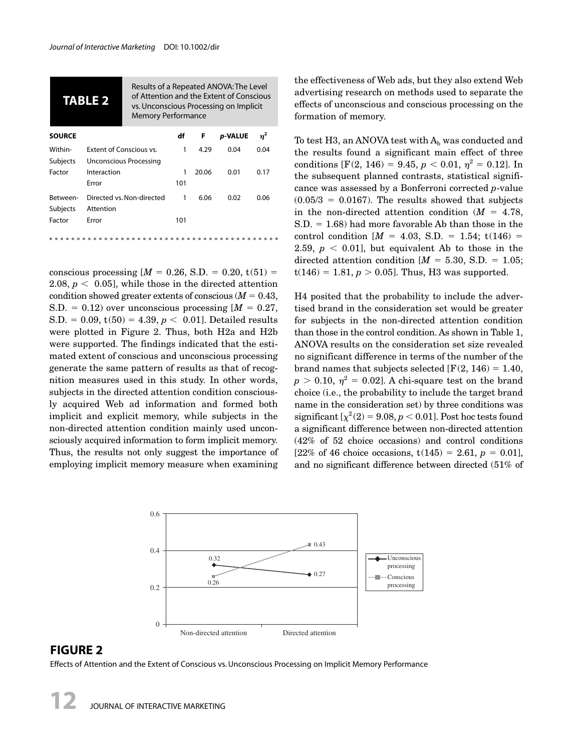**TABLE 2** Results of a Repeated ANOVA: The Level of Attention and the Extent of Conscious vs. Unconscious Processing on Implicit Memory Performance

| SOURCE | | df | F | p-VALUE | $\eta^2$ |
|---|---|---|---|---|---|
| Within-Subjects Factor | Extent of Conscious vs. Unconscious Processing | 1 | 4.29 | 0.04 | 0.04 |
| | Interaction | 1 | 20.06 | 0.01 | 0.17 |
| | Error | 101 | | | |
| Between-Subjects Factor | Directed vs. Non-directed Attention | 1 | 6.06 | 0.02 | 0.06 |
| | Error | 101 | | | |

conscious processing [$M = 0.26$, S.D. $= 0.20$, $t(51) = 2.08$, $p < 0.05$], while those in the directed attention condition showed greater extents of conscious ($M = 0.43$, S.D. $= 0.12$) over unconscious processing [$M = 0.27$, S.D. $= 0.09$, $t(50) = 4.39$, $p < 0.01$]. Detailed results were plotted in Figure 2. Thus, both H2a and H2b were supported. The findings indicated that the estimated extent of conscious and unconscious processing generate the same pattern of results as that of recognition measures used in this study. In other words, subjects in the directed attention condition consciously acquired Web ad information and formed both implicit and explicit memory, while subjects in the non-directed attention condition mainly used unconsciously acquired information to form implicit memory. Thus, the results not only suggest the importance of employing implicit memory measure when examining the effectiveness of Web ads, but they also extend Web advertising research on methods used to separate the effects of unconscious and conscious processing on the formation of memory.

To test H3, an ANOVA test with $A_b$ was conducted and the results found a significant main effect of three conditions [$F(2, 146) = 9.45$, $p < 0.01$, $\eta^2 = 0.12$]. In the subsequent planned contrasts, statistical significance was assessed by a Bonferroni corrected $p$-value ($0.05/3 = 0.0167$). The results showed that subjects in the non-directed attention condition ($M = 4.78$, S.D. $= 1.68$) had more favorable Ab than those in the control condition [$M = 4.03$, S.D. $= 1.54$; $t(146) = 2.59$, $p < 0.01$], but equivalent Ab to those in the directed attention condition [$M = 5.30$, S.D. $= 1.05$; $t(146) = 1.81$, $p > 0.05$]. Thus, H3 was supported.

H4 posited that the probability to include the advertised brand in the consideration set would be greater for subjects in the non-directed attention condition than those in the control condition. As shown in Table 1, ANOVA results on the consideration set size revealed no significant difference in terms of the number of the brand names that subjects selected [$F(2, 146) = 1.40$, $p > 0.10$, $\eta^2 = 0.02$]. A chi-square test on the brand choice (i.e., the probability to include the target brand name in the consideration set) by three conditions was significant [$\chi^2(2) = 9.08$, $p < 0.01$]. Post hoc tests found a significant difference between non-directed attention (42% of 52 choice occasions) and control conditions [22% of 46 choice occasions, $t(145) = 2.61$, $p = 0.01$], and no significant difference between directed (51% of

**FIGURE 2**

Effects of Attention and the Extent of Conscious vs. Unconscious Processing on Implicit Memory Performance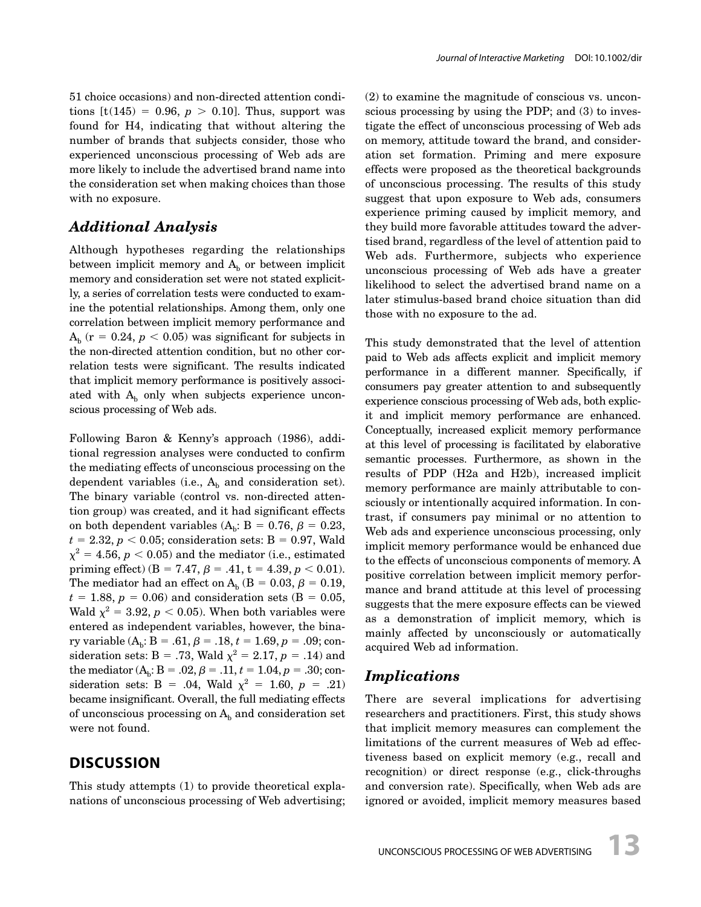51 choice occasions) and non-directed attention conditions [$t(145) = 0.96$, $p > 0.10$]. Thus, support was found for H4, indicating that without altering the number of brands that subjects consider, those who experienced unconscious processing of Web ads are more likely to include the advertised brand name into the consideration set when making choices than those with no exposure.

### *Additional Analysis*

Although hypotheses regarding the relationships between implicit memory and $A_b$ or between implicit memory and consideration set were not stated explicitly, a series of correlation tests were conducted to examine the potential relationships. Among them, only one correlation between implicit memory performance and $A_b$ ($r = 0.24$, $p < 0.05$) was significant for subjects in the non-directed attention condition, but no other correlation tests were significant. The results indicated that implicit memory performance is positively associated with $A_b$ only when subjects experience unconscious processing of Web ads.

Following Baron & Kenny's approach (1986), additional regression analyses were conducted to confirm the mediating effects of unconscious processing on the dependent variables (i.e., $A_b$ and consideration set). The binary variable (control vs. non-directed attention group) was created, and it had significant effects on both dependent variables ($A_b$: $B = 0.76$, $\beta = 0.23$, $t = 2.32$, $p < 0.05$; consideration sets: $B = 0.97$, Wald $\chi^2 = 4.56$, $p < 0.05$) and the mediator (i.e., estimated priming effect) ($B = 7.47$, $\beta = .41$, $t = 4.39$, $p < 0.01$). The mediator had an effect on $A_b$ ($B = 0.03$, $\beta = 0.19$, $t = 1.88$, $p = 0.06$) and consideration sets ($B = 0.05$, Wald $\chi^2 = 3.92$, $p < 0.05$). When both variables were entered as independent variables, however, the binary variable ($A_b$: $B = .61$, $\beta = .18$, $t = 1.69$, $p = .09$; consideration sets: $B = .73$, Wald $\chi^2 = 2.17$, $p = .14$) and the mediator ($A_b$: $B = .02$, $\beta = .11$, $t = 1.04$, $p = .30$; consideration sets: $B = .04$, Wald $\chi^2 = 1.60$, $p = .21$) became insignificant. Overall, the full mediating effects of unconscious processing on $A_b$ and consideration set were not found.

## DISCUSSION

This study attempts (1) to provide theoretical explanations of unconscious processing of Web advertising; (2) to examine the magnitude of conscious vs. unconscious processing by using the PDP; and (3) to investigate the effect of unconscious processing of Web ads on memory, attitude toward the brand, and consideration set formation. Priming and mere exposure effects were proposed as the theoretical backgrounds of unconscious processing. The results of this study suggest that upon exposure to Web ads, consumers experience priming caused by implicit memory, and they build more favorable attitudes toward the advertised brand, regardless of the level of attention paid to Web ads. Furthermore, subjects who experience unconscious processing of Web ads have a greater likelihood to select the advertised brand name on a later stimulus-based brand choice situation than did those with no exposure to the ad.

This study demonstrated that the level of attention paid to Web ads affects explicit and implicit memory performance in a different manner. Specifically, if consumers pay greater attention to and subsequently experience conscious processing of Web ads, both explicit and implicit memory performance are enhanced. Conceptually, increased explicit memory performance at this level of processing is facilitated by elaborative semantic processes. Furthermore, as shown in the results of PDP (H2a and H2b), increased implicit memory performance are mainly attributable to consciously or intentionally acquired information. In contrast, if consumers pay minimal or no attention to Web ads and experience unconscious processing, only implicit memory performance would be enhanced due to the effects of unconscious components of memory. A positive correlation between implicit memory performance and brand attitude at this level of processing suggests that the mere exposure effects can be viewed as a demonstration of implicit memory, which is mainly affected by unconsciously or automatically acquired Web ad information.

### *Implications*

There are several implications for advertising researchers and practitioners. First, this study shows that implicit memory measures can complement the limitations of the current measures of Web ad effectiveness based on explicit memory (e.g., recall and recognition) or direct response (e.g., click-throughs and conversion rate). Specifically, when Web ads are ignored or avoided, implicit memory measures based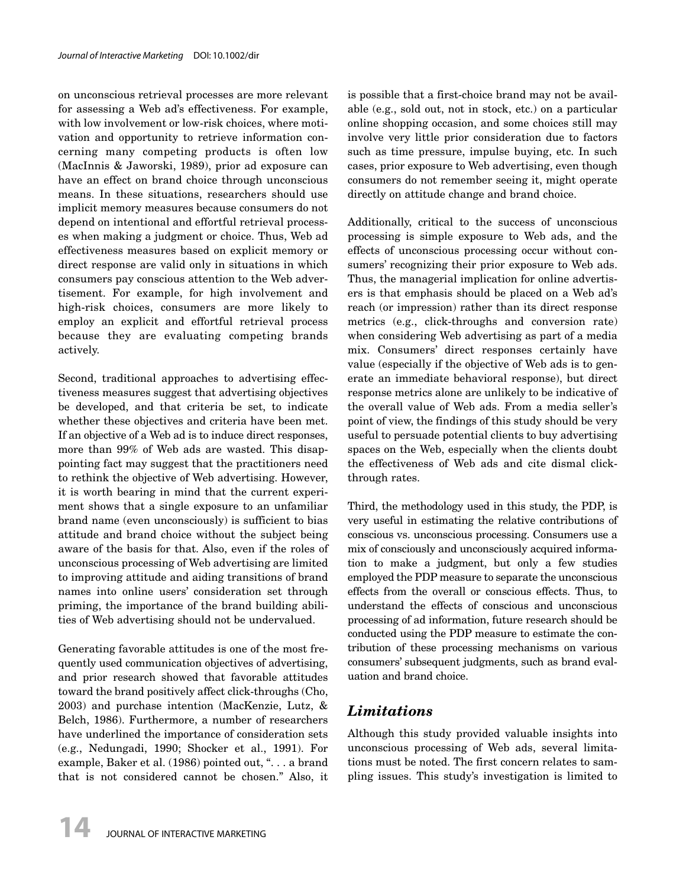on unconscious retrieval processes are more relevant for assessing a Web ad's effectiveness. For example, with low involvement or low-risk choices, where motivation and opportunity to retrieve information concerning many competing products is often low (MacInnis & Jaworski, 1989), prior ad exposure can have an effect on brand choice through unconscious means. In these situations, researchers should use implicit memory measures because consumers do not depend on intentional and effortful retrieval processes when making a judgment or choice. Thus, Web ad effectiveness measures based on explicit memory or direct response are valid only in situations in which consumers pay conscious attention to the Web advertisement. For example, for high involvement and high-risk choices, consumers are more likely to employ an explicit and effortful retrieval process because they are evaluating competing brands actively.

Second, traditional approaches to advertising effectiveness measures suggest that advertising objectives be developed, and that criteria be set, to indicate whether these objectives and criteria have been met. If an objective of a Web ad is to induce direct responses, more than 99% of Web ads are wasted. This disappointing fact may suggest that the practitioners need to rethink the objective of Web advertising. However, it is worth bearing in mind that the current experiment shows that a single exposure to an unfamiliar brand name (even unconsciously) is sufficient to bias attitude and brand choice without the subject being aware of the basis for that. Also, even if the roles of unconscious processing of Web advertising are limited to improving attitude and aiding transitions of brand names into online users' consideration set through priming, the importance of the brand building abilities of Web advertising should not be undervalued.

Generating favorable attitudes is one of the most frequently used communication objectives of advertising, and prior research showed that favorable attitudes toward the brand positively affect click-throughs (Cho, 2003) and purchase intention (MacKenzie, Lutz, & Belch, 1986). Furthermore, a number of researchers have underlined the importance of consideration sets (e.g., Nedungadi, 1990; Shocker et al., 1991). For example, Baker et al. (1986) pointed out, ". . . a brand that is not considered cannot be chosen." Also, it is possible that a first-choice brand may not be available (e.g., sold out, not in stock, etc.) on a particular online shopping occasion, and some choices still may involve very little prior consideration due to factors such as time pressure, impulse buying, etc. In such cases, prior exposure to Web advertising, even though consumers do not remember seeing it, might operate directly on attitude change and brand choice.

Additionally, critical to the success of unconscious processing is simple exposure to Web ads, and the effects of unconscious processing occur without consumers' recognizing their prior exposure to Web ads. Thus, the managerial implication for online advertisers is that emphasis should be placed on a Web ad's reach (or impression) rather than its direct response metrics (e.g., click-throughs and conversion rate) when considering Web advertising as part of a media mix. Consumers' direct responses certainly have value (especially if the objective of Web ads is to generate an immediate behavioral response), but direct response metrics alone are unlikely to be indicative of the overall value of Web ads. From a media seller's point of view, the findings of this study should be very useful to persuade potential clients to buy advertising spaces on the Web, especially when the clients doubt the effectiveness of Web ads and cite dismal click-through rates.

Third, the methodology used in this study, the PDP, is very useful in estimating the relative contributions of conscious vs. unconscious processing. Consumers use a mix of consciously and unconsciously acquired information to make a judgment, but only a few studies employed the PDP measure to separate the unconscious effects from the overall or conscious effects. Thus, to understand the effects of conscious and unconscious processing of ad information, future research should be conducted using the PDP measure to estimate the contribution of these processing mechanisms on various consumers' subsequent judgments, such as brand evaluation and brand choice.

## *Limitations*

Although this study provided valuable insights into unconscious processing of Web ads, several limitations must be noted. The first concern relates to sampling issues. This study's investigation is limited to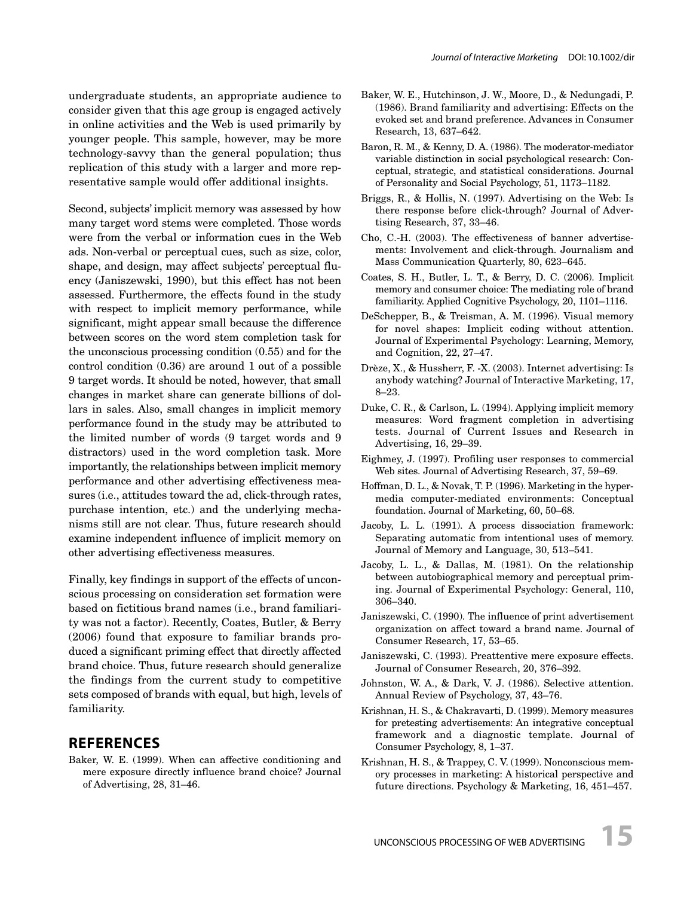undergraduate students, an appropriate audience to consider given that this age group is engaged actively in online activities and the Web is used primarily by younger people. This sample, however, may be more technology-savvy than the general population; thus replication of this study with a larger and more representative sample would offer additional insights.

Second, subjects' implicit memory was assessed by how many target word stems were completed. Those words were from the verbal or information cues in the Web ads. Non-verbal or perceptual cues, such as size, color, shape, and design, may affect subjects' perceptual fluency (Janiszewski, 1990), but this effect has not been assessed. Furthermore, the effects found in the study with respect to implicit memory performance, while significant, might appear small because the difference between scores on the word stem completion task for the unconscious processing condition (0.55) and for the control condition (0.36) are around 1 out of a possible 9 target words. It should be noted, however, that small changes in market share can generate billions of dollars in sales. Also, small changes in implicit memory performance found in the study may be attributed to the limited number of words (9 target words and 9 distractors) used in the word completion task. More importantly, the relationships between implicit memory performance and other advertising effectiveness measures (i.e., attitudes toward the ad, click-through rates, purchase intention, etc.) and the underlying mechanisms still are not clear. Thus, future research should examine independent influence of implicit memory on other advertising effectiveness measures.

Finally, key findings in support of the effects of unconscious processing on consideration set formation were based on fictitious brand names (i.e., brand familiarity was not a factor). Recently, Coates, Butler, & Berry (2006) found that exposure to familiar brands produced a significant priming effect that directly affected brand choice. Thus, future research should generalize the findings from the current study to competitive sets composed of brands with equal, but high, levels of familiarity.

## REFERENCES

Baker, W. E. (1999). When can affective conditioning and mere exposure directly influence brand choice? Journal of Advertising, 28, 31–46.

Baker, W. E., Hutchinson, J. W., Moore, D., & Nedungadi, P. (1986). Brand familiarity and advertising: Effects on the evoked set and brand preference. Advances in Consumer Research, 13, 637–642.

Baron, R. M., & Kenny, D. A. (1986). The moderator-mediator variable distinction in social psychological research: Conceptual, strategic, and statistical considerations. Journal of Personality and Social Psychology, 51, 1173–1182.

Briggs, R., & Hollis, N. (1997). Advertising on the Web: Is there response before click-through? Journal of Advertising Research, 37, 33–46.

Cho, C.-H. (2003). The effectiveness of banner advertisements: Involvement and click-through. Journalism and Mass Communication Quarterly, 80, 623–645.

Coates, S. H., Butler, L. T., & Berry, D. C. (2006). Implicit memory and consumer choice: The mediating role of brand familiarity. Applied Cognitive Psychology, 20, 1101–1116.

DeSchepper, B., & Treisman, A. M. (1996). Visual memory for novel shapes: Implicit coding without attention. Journal of Experimental Psychology: Learning, Memory, and Cognition, 22, 27–47.

Drèze, X., & Hussherr, F. -X. (2003). Internet advertising: Is anybody watching? Journal of Interactive Marketing, 17, 8–23.

Duke, C. R., & Carlson, L. (1994). Applying implicit memory measures: Word fragment completion in advertising tests. Journal of Current Issues and Research in Advertising, 16, 29–39.

Eighmey, J. (1997). Profiling user responses to commercial Web sites. Journal of Advertising Research, 37, 59–69.

Hoffman, D. L., & Novak, T. P. (1996). Marketing in the hypermedia computer-mediated environments: Conceptual foundation. Journal of Marketing, 60, 50–68.

Jacoby, L. L. (1991). A process dissociation framework: Separating automatic from intentional uses of memory. Journal of Memory and Language, 30, 513–541.

Jacoby, L. L., & Dallas, M. (1981). On the relationship between autobiographical memory and perceptual priming. Journal of Experimental Psychology: General, 110, 306–340.

Janiszewski, C. (1990). The influence of print advertisement organization on affect toward a brand name. Journal of Consumer Research, 17, 53–65.

Janiszewski, C. (1993). Preattentive mere exposure effects. Journal of Consumer Research, 20, 376–392.

Johnston, W. A., & Dark, V. J. (1986). Selective attention. Annual Review of Psychology, 37, 43–76.

Krishnan, H. S., & Chakravarti, D. (1999). Memory measures for pretesting advertisements: An integrative conceptual framework and a diagnostic template. Journal of Consumer Psychology, 8, 1–37.

Krishnan, H. S., & Trappey, C. V. (1999). Nonconscious memory processes in marketing: A historical perspective and future directions. Psychology & Marketing, 16, 451–457.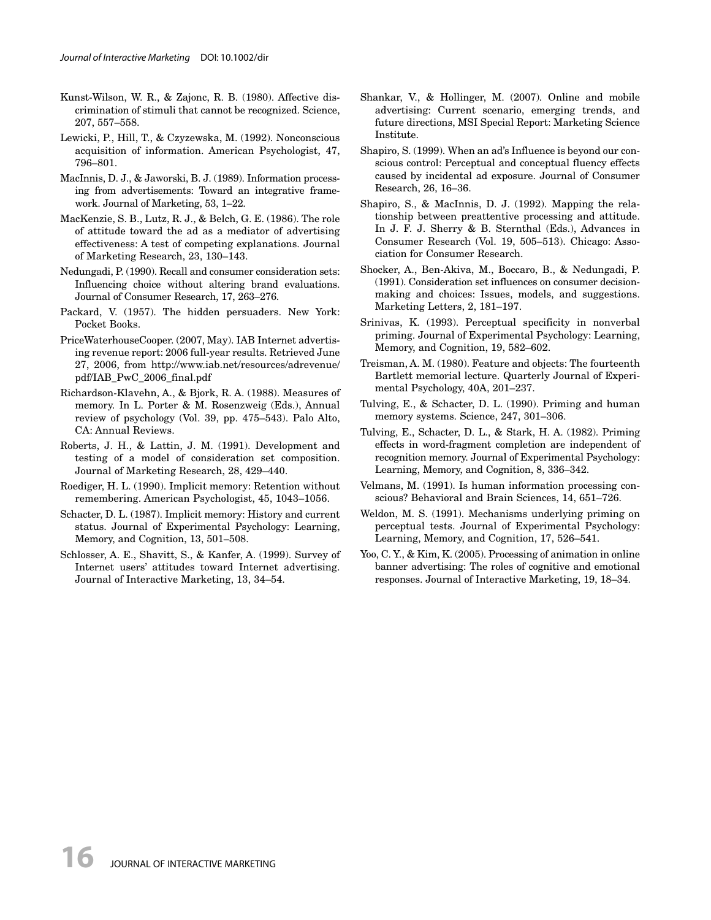Kunst-Wilson, W. R., & Zajonc, R. B. (1980). Affective discrimination of stimuli that cannot be recognized. Science, 207, 557–558.

Lewicki, P., Hill, T., & Czyzewska, M. (1992). Nonconscious acquisition of information. American Psychologist, 47, 796–801.

MacInnis, D. J., & Jaworski, B. J. (1989). Information processing from advertisements: Toward an integrative framework. Journal of Marketing, 53, 1–22.

MacKenzie, S. B., Lutz, R. J., & Belch, G. E. (1986). The role of attitude toward the ad as a mediator of advertising effectiveness: A test of competing explanations. Journal of Marketing Research, 23, 130–143.

Nedungadi, P. (1990). Recall and consumer consideration sets: Influencing choice without altering brand evaluations. Journal of Consumer Research, 17, 263–276.

Packard, V. (1957). The hidden persuaders. New York: Pocket Books.

PriceWaterhouseCooper. (2007, May). IAB Internet advertising revenue report: 2006 full-year results. Retrieved June 27, 2006, from http://www.iab.net/resources/adrevenue/pdf/IAB_PwC_2006_final.pdf

Richardson-Klavehn, A., & Bjork, R. A. (1988). Measures of memory. In L. Porter & M. Rosenzweig (Eds.), Annual review of psychology (Vol. 39, pp. 475–543). Palo Alto, CA: Annual Reviews.

Roberts, J. H., & Lattin, J. M. (1991). Development and testing of a model of consideration set composition. Journal of Marketing Research, 28, 429–440.

Roediger, H. L. (1990). Implicit memory: Retention without remembering. American Psychologist, 45, 1043–1056.

Schacter, D. L. (1987). Implicit memory: History and current status. Journal of Experimental Psychology: Learning, Memory, and Cognition, 13, 501–508.

Schlosser, A. E., Shavitt, S., & Kanfer, A. (1999). Survey of Internet users' attitudes toward Internet advertising. Journal of Interactive Marketing, 13, 34–54.

Shankar, V., & Hollinger, M. (2007). Online and mobile advertising: Current scenario, emerging trends, and future directions, MSI Special Report: Marketing Science Institute.

Shapiro, S. (1999). When an ad's Influence is beyond our conscious control: Perceptual and conceptual fluency effects caused by incidental ad exposure. Journal of Consumer Research, 26, 16–36.

Shapiro, S., & MacInnis, D. J. (1992). Mapping the relationship between preattentive processing and attitude. In J. F. J. Sherry & B. Sternthal (Eds.), Advances in Consumer Research (Vol. 19, 505–513). Chicago: Association for Consumer Research.

Shocker, A., Ben-Akiva, M., Boccaro, B., & Nedungadi, P. (1991). Consideration set influences on consumer decision-making and choices: Issues, models, and suggestions. Marketing Letters, 2, 181–197.

Srinivas, K. (1993). Perceptual specificity in nonverbal priming. Journal of Experimental Psychology: Learning, Memory, and Cognition, 19, 582–602.

Treisman, A. M. (1980). Feature and objects: The fourteenth Bartlett memorial lecture. Quarterly Journal of Experimental Psychology, 40A, 201–237.

Tulving, E., & Schacter, D. L. (1990). Priming and human memory systems. Science, 247, 301–306.

Tulving, E., Schacter, D. L., & Stark, H. A. (1982). Priming effects in word-fragment completion are independent of recognition memory. Journal of Experimental Psychology: Learning, Memory, and Cognition, 8, 336–342.

Velmans, M. (1991). Is human information processing conscious? Behavioral and Brain Sciences, 14, 651–726.

Weldon, M. S. (1991). Mechanisms underlying priming on perceptual tests. Journal of Experimental Psychology: Learning, Memory, and Cognition, 17, 526–541.

Yoo, C. Y., & Kim, K. (2005). Processing of animation in online banner advertising: The roles of cognitive and emotional responses. Journal of Interactive Marketing, 19, 18–34.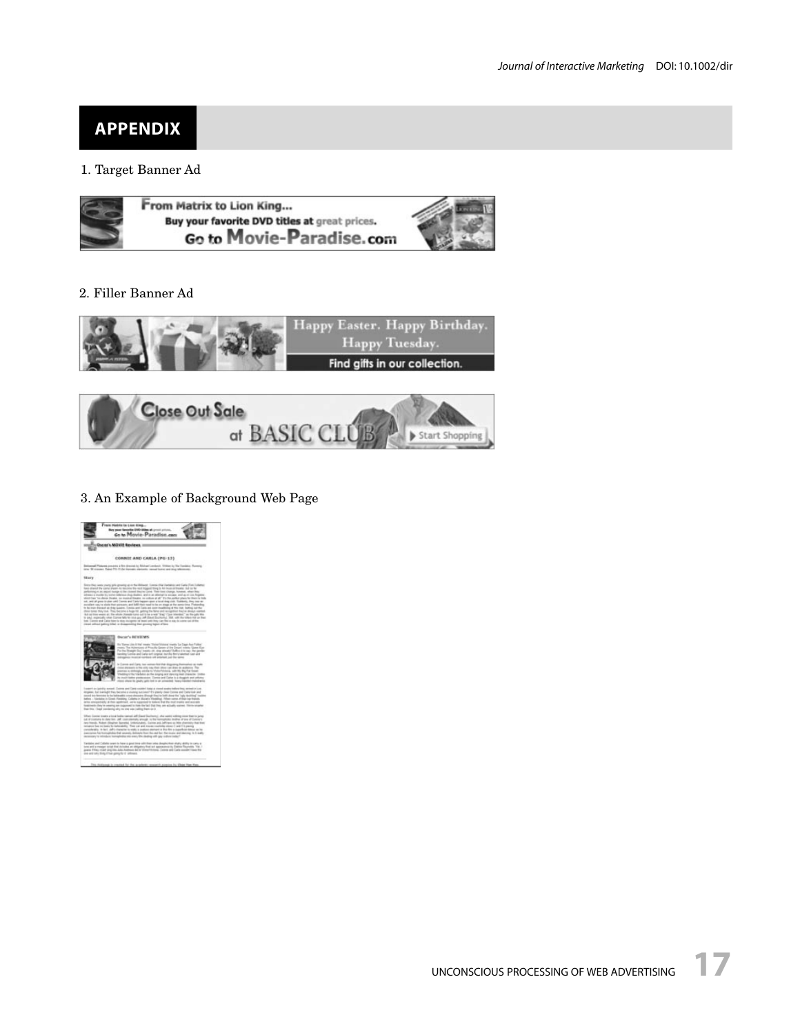## APPENDIX

1. Target Banner Ad

2. Filler Banner Ad

3. An Example of Background Web Page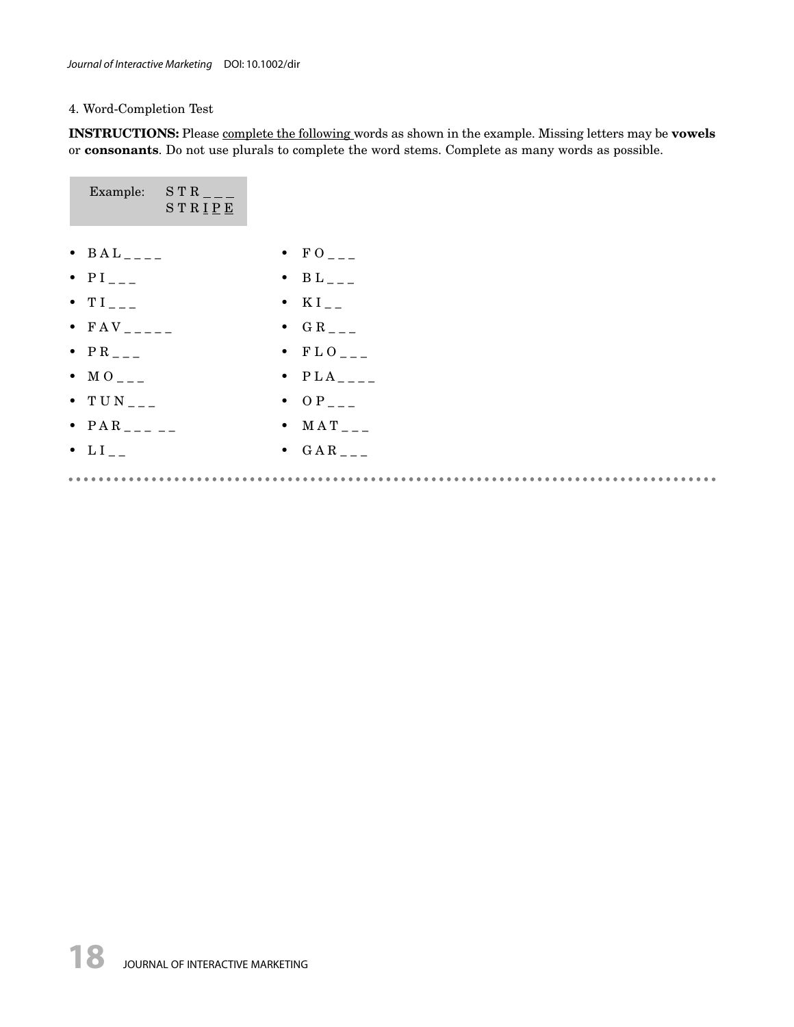4. Word-Completion Test

**INSTRUCTIONS:** Please complete the following words as shown in the example. Missing letters may be **vowels** or **consonants**. Do not use plurals to complete the word stems. Complete as many words as possible.

Example: S T R _ _ _
S T R I P E

- B A L _ _ _ _
- P I _ _ _
- T I _ _ _
- F A V _ _ _ _ _
- P R _ _ _
- M O _ _ _
- T U N _ _ _
- P A R _ _ _ _ _
- L I _ _
- F O _ _ _
- B L _ _ _
- K I _ _
- G R _ _ _
- F L O _ _ _
- P L A _ _ _ _
- O P _ _ _
- M A T _ _ _
- G A R _ _ _